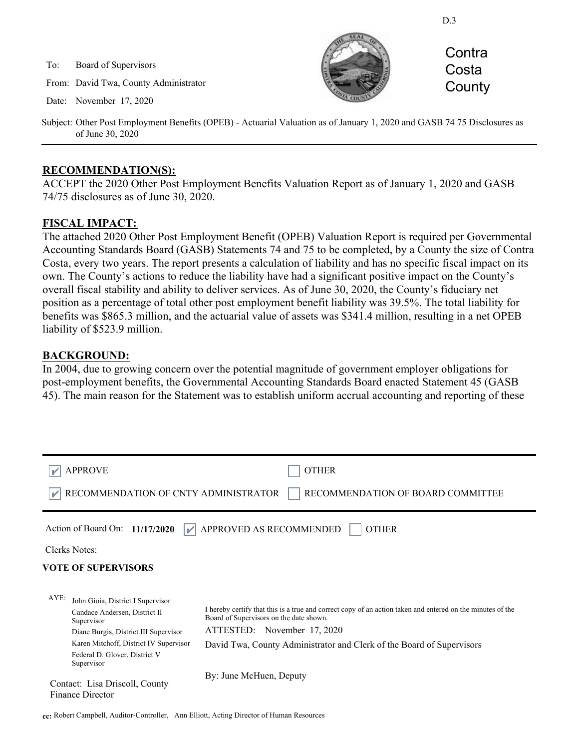D.3

To: Board of Supervisors

From: David Twa, County Administrator

Date: November 17, 2020

Contra Costa County

Subject: Other Post Employment Benefits (OPEB) - Actuarial Valuation as of January 1, 2020 and GASB 74 75 Disclosures as of June 30, 2020

## RECOMMENDATION(S):

ACCEPT the 2020 Other Post Employment Benefits Valuation Report as of January 1, 2020 and GASB 74/75 disclosures as of June 30, 2020.

## FISCAL IMPACT:

The attached 2020 Other Post Employment Benefit (OPEB) Valuation Report is required per Governmental Accounting Standards Board (GASB) Statements 74 and 75 to be completed, by a County the size of Contra Costa, every two years. The report presents a calculation of liability and has no specific fiscal impact on its own. The County's actions to reduce the liability have had a significant positive impact on the County's overall fiscal stability and ability to deliver services. As of June 30, 2020, the County's fiduciary net position as a percentage of total other post employment benefit liability was 39.5%. The total liability for benefits was $865.3 million, and the actuarial value of assets was $341.4 million, resulting in a net OPEB liability of $523.9 million.

## BACKGROUND:

In 2004, due to growing concern over the potential magnitude of government employer obligations for post-employment benefits, the Governmental Accounting Standards Board enacted Statement 45 (GASB 45). The main reason for the Statement was to establish uniform accrual accounting and reporting of these

---

☑ APPROVE ☐ OTHER

☑ RECOMMENDATION OF CNTY ADMINISTRATOR ☐ RECOMMENDATION OF BOARD COMMITTEE

---

Action of Board On: **11/17/2020** ☑ APPROVED AS RECOMMENDED ☐ OTHER

Clerks Notes:

**VOTE OF SUPERVISORS**

AYE: John Gioia, District I Supervisor
Candace Andersen, District II Supervisor
Diane Burgis, District III Supervisor
Karen Mitchoff, District IV Supervisor
Federal D. Glover, District V Supervisor

I hereby certify that this is a true and correct copy of an action taken and entered on the minutes of the Board of Supervisors on the date shown.

ATTESTED: November 17, 2020

David Twa, County Administrator and Clerk of the Board of Supervisors

By: June McHuen, Deputy

Contact: Lisa Driscoll, County Finance Director

cc: Robert Campbell, Auditor-Controller, Ann Elliott, Acting Director of Human Resources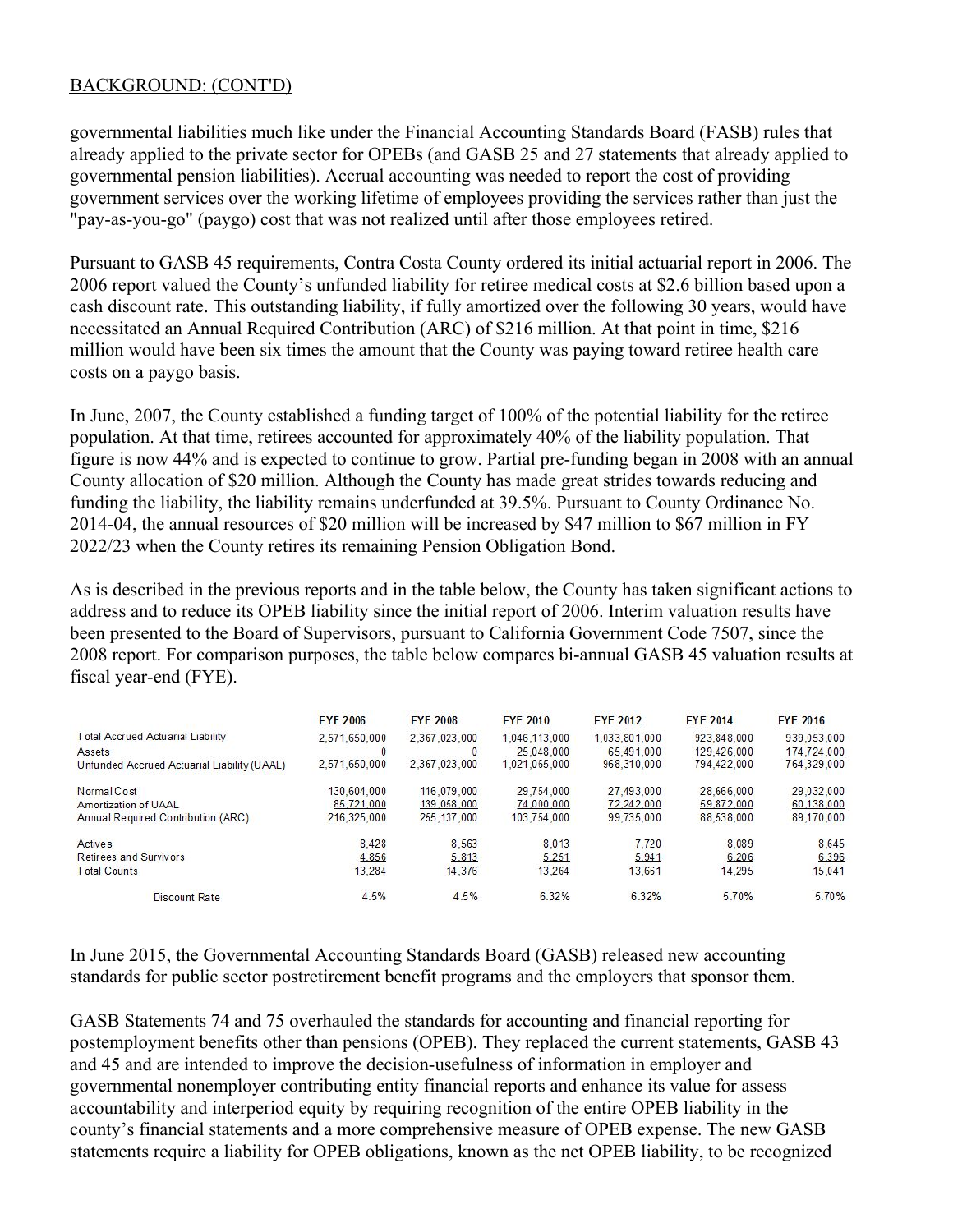BACKGROUND: (CONT'D)

governmental liabilities much like under the Financial Accounting Standards Board (FASB) rules that already applied to the private sector for OPEBs (and GASB 25 and 27 statements that already applied to governmental pension liabilities). Accrual accounting was needed to report the cost of providing government services over the working lifetime of employees providing the services rather than just the "pay-as-you-go" (paygo) cost that was not realized until after those employees retired.

Pursuant to GASB 45 requirements, Contra Costa County ordered its initial actuarial report in 2006. The 2006 report valued the County's unfunded liability for retiree medical costs at $2.6 billion based upon a cash discount rate. This outstanding liability, if fully amortized over the following 30 years, would have necessitated an Annual Required Contribution (ARC) of $216 million. At that point in time, $216 million would have been six times the amount that the County was paying toward retiree health care costs on a paygo basis.

In June, 2007, the County established a funding target of 100% of the potential liability for the retiree population. At that time, retirees accounted for approximately 40% of the liability population. That figure is now 44% and is expected to continue to grow. Partial pre-funding began in 2008 with an annual County allocation of $20 million. Although the County has made great strides towards reducing and funding the liability, the liability remains underfunded at 39.5%. Pursuant to County Ordinance No. 2014-04, the annual resources of $20 million will be increased by $47 million to $67 million in FY 2022/23 when the County retires its remaining Pension Obligation Bond.

As is described in the previous reports and in the table below, the County has taken significant actions to address and to reduce its OPEB liability since the initial report of 2006. Interim valuation results have been presented to the Board of Supervisors, pursuant to California Government Code 7507, since the 2008 report. For comparison purposes, the table below compares bi-annual GASB 45 valuation results at fiscal year-end (FYE).

| | FYE 2006 | FYE 2008 | FYE 2010 | FYE 2012 | FYE 2014 | FYE 2016 |
|---|---|---|---|---|---|---|
| Total Accrued Actuarial Liability | 2,571,650,000 | 2,367,023,000 | 1,046,113,000 | 1,033,801,000 | 923,848,000 | 939,053,000 |
| Assets | 0 | 0 | 25,048,000 | 65,491,000 | 129,426,000 | 174,724,000 |
| Unfunded Accrued Actuarial Liability (UAAL) | 2,571,650,000 | 2,367,023,000 | 1,021,065,000 | 968,310,000 | 794,422,000 | 764,329,000 |
| Normal Cost | 130,604,000 | 116,079,000 | 29,754,000 | 27,493,000 | 28,666,000 | 29,032,000 |
| Amortization of UAAL | 85,721,000 | 139,058,000 | 74,000,000 | 72,242,000 | 59,872,000 | 60,138,000 |
| Annual Required Contribution (ARC) | 216,325,000 | 255,137,000 | 103,754,000 | 99,735,000 | 88,538,000 | 89,170,000 |
| Actives | 8,428 | 8,563 | 8,013 | 7,720 | 8,089 | 8,645 |
| Retirees and Survivors | 4,856 | 5,813 | 5,251 | 5,941 | 6,206 | 6,396 |
| Total Counts | 13,284 | 14,376 | 13,264 | 13,661 | 14,295 | 15,041 |
| Discount Rate | 4.5% | 4.5% | 6.32% | 6.32% | 5.70% | 5.70% |

In June 2015, the Governmental Accounting Standards Board (GASB) released new accounting standards for public sector postretirement benefit programs and the employers that sponsor them.

GASB Statements 74 and 75 overhauled the standards for accounting and financial reporting for postemployment benefits other than pensions (OPEB). They replaced the current statements, GASB 43 and 45 and are intended to improve the decision-usefulness of information in employer and governmental nonemployer contributing entity financial reports and enhance its value for assess accountability and interperiod equity by requiring recognition of the entire OPEB liability in the county's financial statements and a more comprehensive measure of OPEB expense. The new GASB statements require a liability for OPEB obligations, known as the net OPEB liability, to be recognized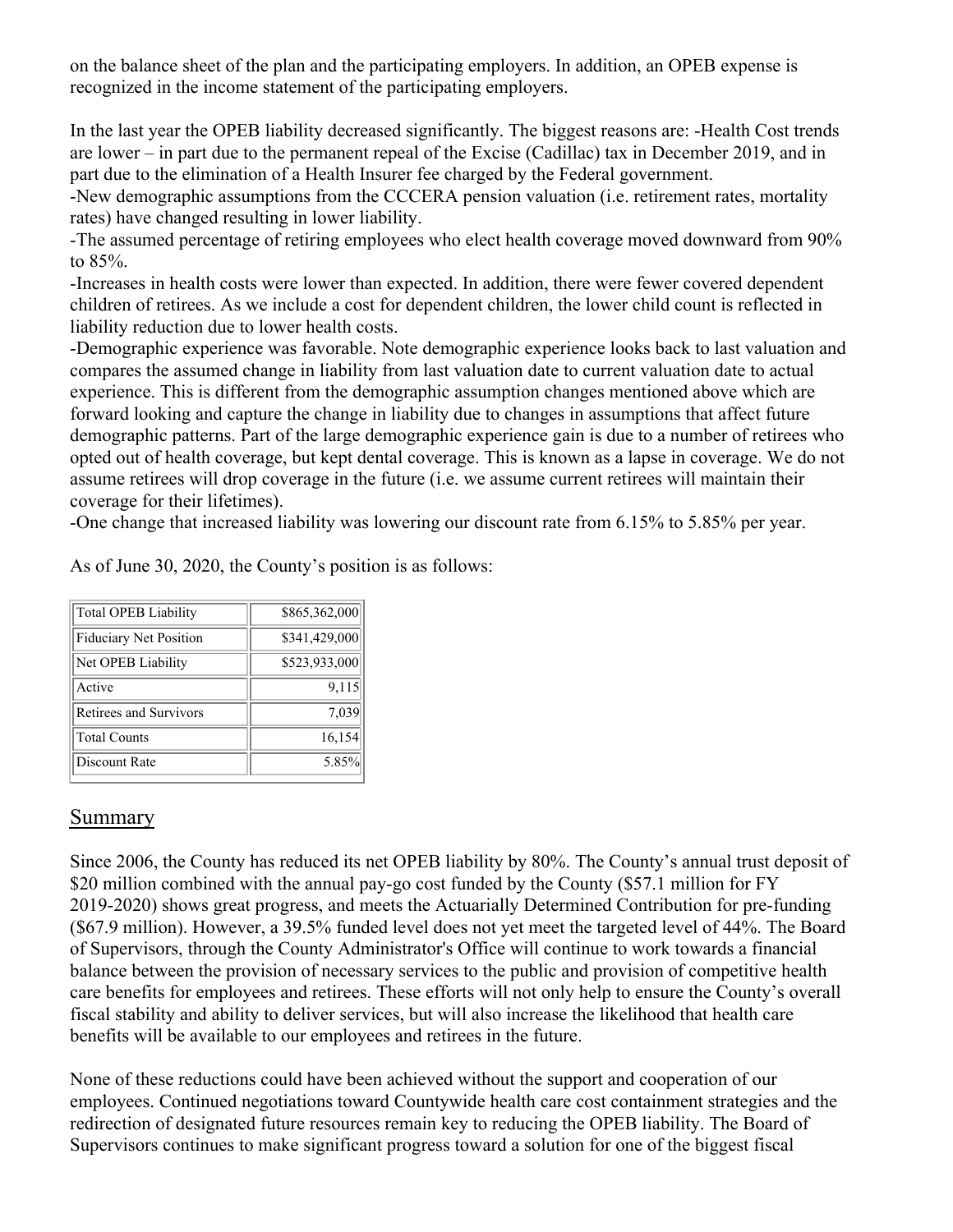on the balance sheet of the plan and the participating employers. In addition, an OPEB expense is recognized in the income statement of the participating employers.

In the last year the OPEB liability decreased significantly. The biggest reasons are: -Health Cost trends are lower – in part due to the permanent repeal of the Excise (Cadillac) tax in December 2019, and in part due to the elimination of a Health Insurer fee charged by the Federal government.
-New demographic assumptions from the CCCERA pension valuation (i.e. retirement rates, mortality rates) have changed resulting in lower liability.
-The assumed percentage of retiring employees who elect health coverage moved downward from 90% to 85%.
-Increases in health costs were lower than expected. In addition, there were fewer covered dependent children of retirees. As we include a cost for dependent children, the lower child count is reflected in liability reduction due to lower health costs.
-Demographic experience was favorable. Note demographic experience looks back to last valuation and compares the assumed change in liability from last valuation date to current valuation date to actual experience. This is different from the demographic assumption changes mentioned above which are forward looking and capture the change in liability due to changes in assumptions that affect future demographic patterns. Part of the large demographic experience gain is due to a number of retirees who opted out of health coverage, but kept dental coverage. This is known as a lapse in coverage. We do not assume retirees will drop coverage in the future (i.e. we assume current retirees will maintain their coverage for their lifetimes).
-One change that increased liability was lowering our discount rate from 6.15% to 5.85% per year.

As of June 30, 2020, the County's position is as follows:

| | |
|---|---:|
| Total OPEB Liability | $865,362,000 |
| Fiduciary Net Position | $341,429,000 |
| Net OPEB Liability | $523,933,000 |
| Active | 9,115 |
| Retirees and Survivors | 7,039 |
| Total Counts | 16,154 |
| Discount Rate | 5.85% |

## Summary

Since 2006, the County has reduced its net OPEB liability by 80%. The County's annual trust deposit of $20 million combined with the annual pay-go cost funded by the County ($57.1 million for FY 2019-2020) shows great progress, and meets the Actuarially Determined Contribution for pre-funding ($67.9 million). However, a 39.5% funded level does not yet meet the targeted level of 44%. The Board of Supervisors, through the County Administrator's Office will continue to work towards a financial balance between the provision of necessary services to the public and provision of competitive health care benefits for employees and retirees. These efforts will not only help to ensure the County's overall fiscal stability and ability to deliver services, but will also increase the likelihood that health care benefits will be available to our employees and retirees in the future.

None of these reductions could have been achieved without the support and cooperation of our employees. Continued negotiations toward Countywide health care cost containment strategies and the redirection of designated future resources remain key to reducing the OPEB liability. The Board of Supervisors continues to make significant progress toward a solution for one of the biggest fiscal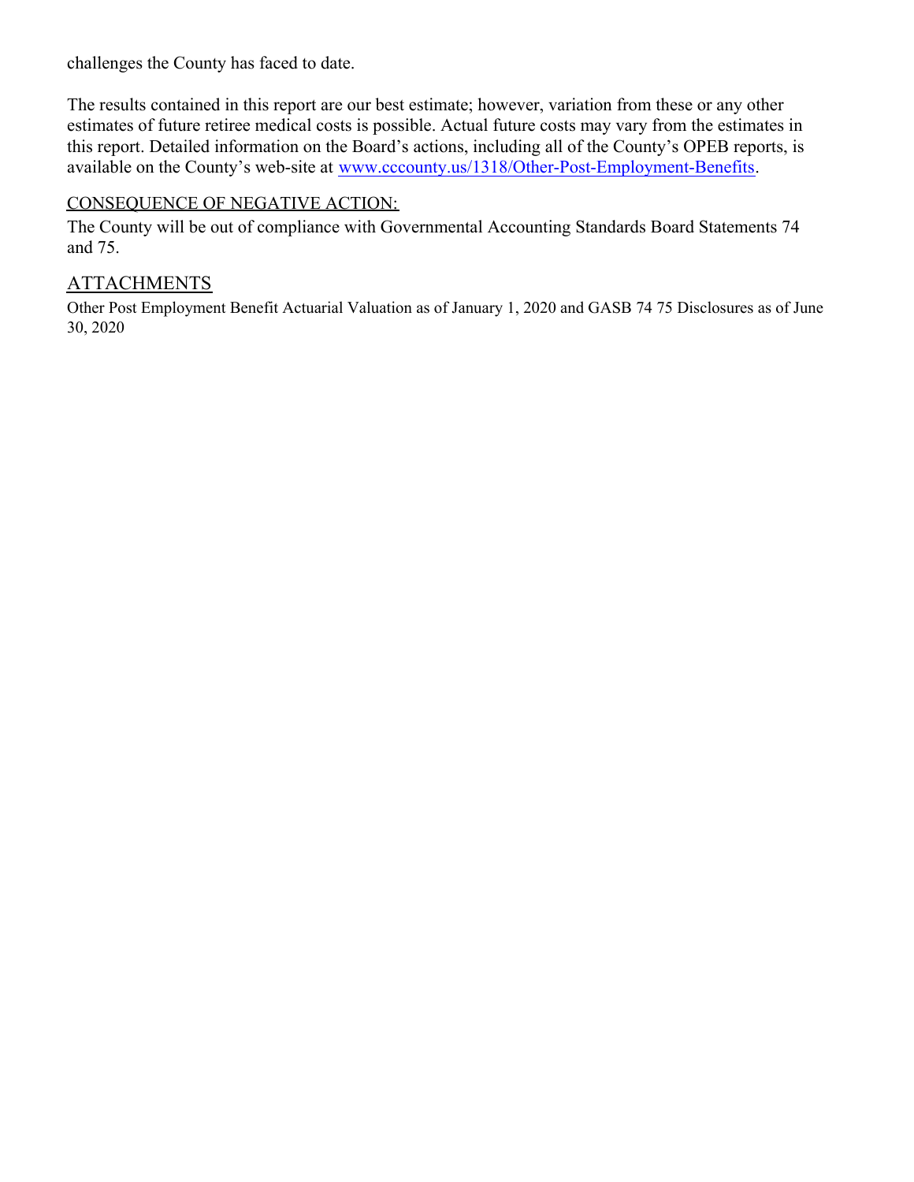challenges the County has faced to date.

The results contained in this report are our best estimate; however, variation from these or any other estimates of future retiree medical costs is possible. Actual future costs may vary from the estimates in this report. Detailed information on the Board's actions, including all of the County's OPEB reports, is available on the County's web-site at www.cccounty.us/1318/Other-Post-Employment-Benefits.

## CONSEQUENCE OF NEGATIVE ACTION:

The County will be out of compliance with Governmental Accounting Standards Board Statements 74 and 75.

## ATTACHMENTS

Other Post Employment Benefit Actuarial Valuation as of January 1, 2020 and GASB 74 75 Disclosures as of June 30, 2020